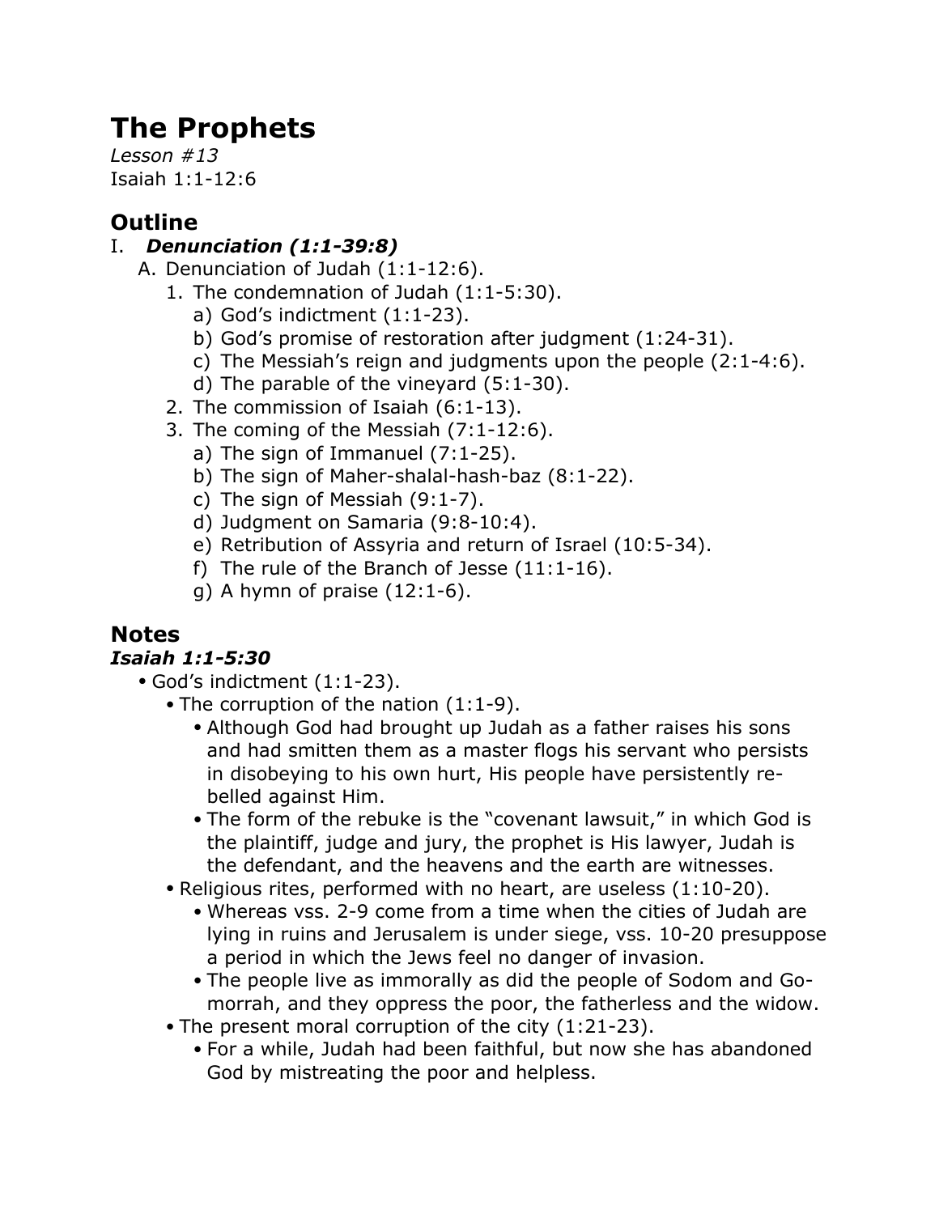# The Prophets

*Lesson #13*
Isaiah 1:1-12:6

## Outline

I. ***Denunciation (1:1-39:8)***
   - A. Denunciation of Judah (1:1-12:6).
     1. The condemnation of Judah (1:1-5:30).
        - a) God's indictment (1:1-23).
        - b) God's promise of restoration after judgment (1:24-31).
        - c) The Messiah's reign and judgments upon the people (2:1-4:6).
        - d) The parable of the vineyard (5:1-30).
     2. The commission of Isaiah (6:1-13).
     3. The coming of the Messiah (7:1-12:6).
        - a) The sign of Immanuel (7:1-25).
        - b) The sign of Maher-shalal-hash-baz (8:1-22).
        - c) The sign of Messiah (9:1-7).
        - d) Judgment on Samaria (9:8-10:4).
        - e) Retribution of Assyria and return of Israel (10:5-34).
        - f) The rule of the Branch of Jesse (11:1-16).
        - g) A hymn of praise (12:1-6).

## Notes

### *Isaiah 1:1-5:30*

- God's indictment (1:1-23).
  - The corruption of the nation (1:1-9).
    - Although God had brought up Judah as a father raises his sons and had smitten them as a master flogs his servant who persists in disobeying to his own hurt, His people have persistently rebelled against Him.
    - The form of the rebuke is the "covenant lawsuit," in which God is the plaintiff, judge and jury, the prophet is His lawyer, Judah is the defendant, and the heavens and the earth are witnesses.
  - Religious rites, performed with no heart, are useless (1:10-20).
    - Whereas vss. 2-9 come from a time when the cities of Judah are lying in ruins and Jerusalem is under siege, vss. 10-20 presuppose a period in which the Jews feel no danger of invasion.
    - The people live as immorally as did the people of Sodom and Gomorrah, and they oppress the poor, the fatherless and the widow.
  - The present moral corruption of the city (1:21-23).
    - For a while, Judah had been faithful, but now she has abandoned God by mistreating the poor and helpless.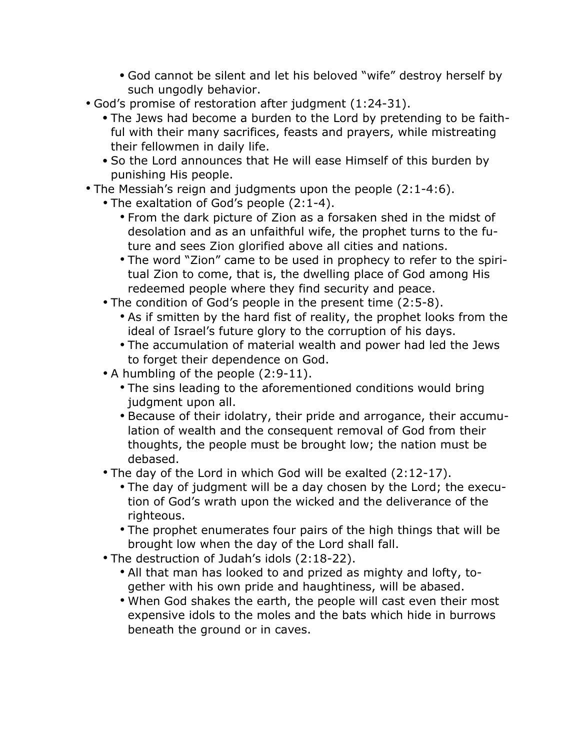- God cannot be silent and let his beloved "wife" destroy herself by such ungodly behavior.
- God's promise of restoration after judgment (1:24-31).
    - The Jews had become a burden to the Lord by pretending to be faithful with their many sacrifices, feasts and prayers, while mistreating their fellowmen in daily life.
    - So the Lord announces that He will ease Himself of this burden by punishing His people.
- The Messiah's reign and judgments upon the people (2:1-4:6).
    - The exaltation of God's people (2:1-4).
        - From the dark picture of Zion as a forsaken shed in the midst of desolation and as an unfaithful wife, the prophet turns to the future and sees Zion glorified above all cities and nations.
        - The word "Zion" came to be used in prophecy to refer to the spiritual Zion to come, that is, the dwelling place of God among His redeemed people where they find security and peace.
    - The condition of God's people in the present time (2:5-8).
        - As if smitten by the hard fist of reality, the prophet looks from the ideal of Israel's future glory to the corruption of his days.
        - The accumulation of material wealth and power had led the Jews to forget their dependence on God.
    - A humbling of the people (2:9-11).
        - The sins leading to the aforementioned conditions would bring judgment upon all.
        - Because of their idolatry, their pride and arrogance, their accumulation of wealth and the consequent removal of God from their thoughts, the people must be brought low; the nation must be debased.
    - The day of the Lord in which God will be exalted (2:12-17).
        - The day of judgment will be a day chosen by the Lord; the execution of God's wrath upon the wicked and the deliverance of the righteous.
        - The prophet enumerates four pairs of the high things that will be brought low when the day of the Lord shall fall.
    - The destruction of Judah's idols (2:18-22).
        - All that man has looked to and prized as mighty and lofty, together with his own pride and haughtiness, will be abased.
        - When God shakes the earth, the people will cast even their most expensive idols to the moles and the bats which hide in burrows beneath the ground or in caves.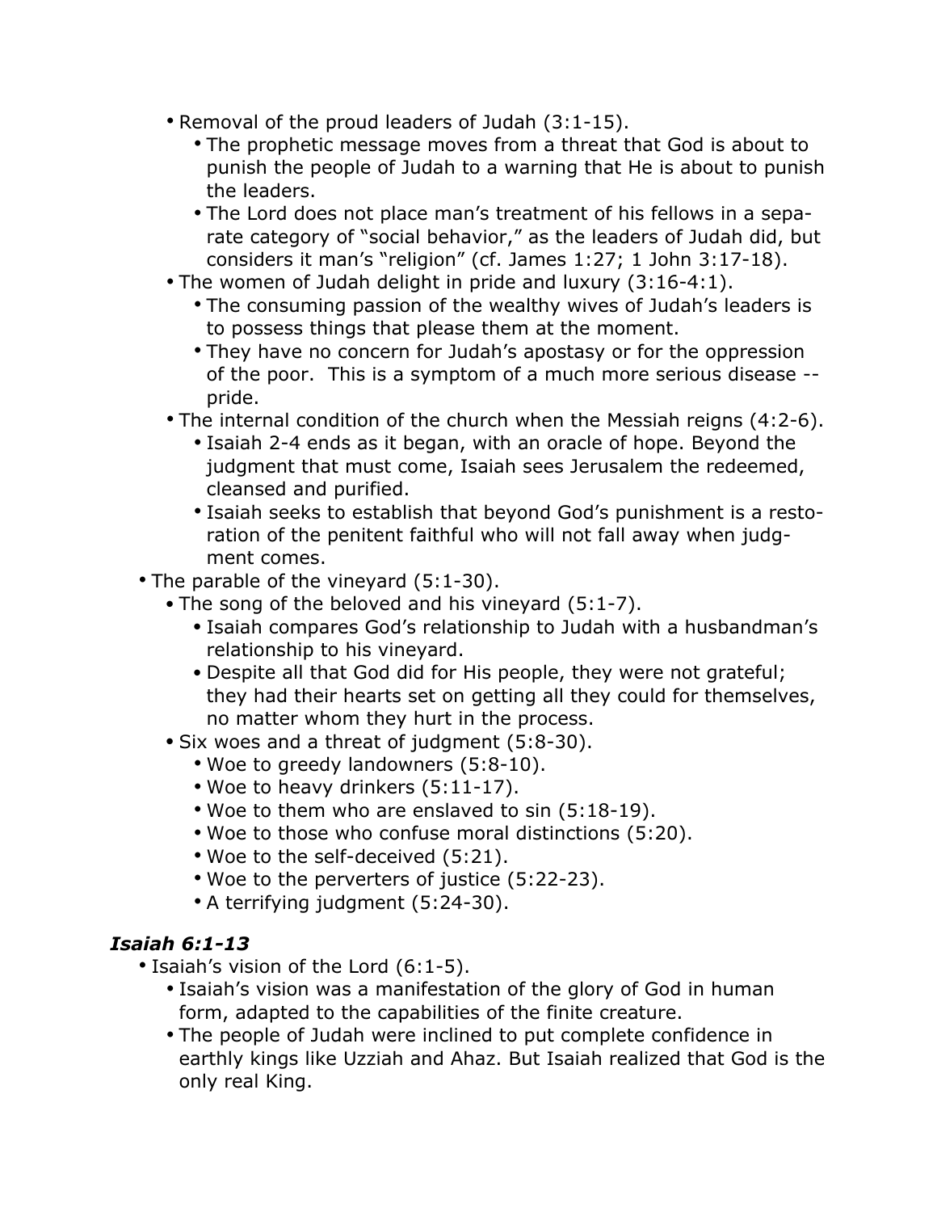- Removal of the proud leaders of Judah (3:1-15).
    - The prophetic message moves from a threat that God is about to punish the people of Judah to a warning that He is about to punish the leaders.
    - The Lord does not place man's treatment of his fellows in a separate category of "social behavior," as the leaders of Judah did, but considers it man's "religion" (cf. James 1:27; 1 John 3:17-18).
  - The women of Judah delight in pride and luxury (3:16-4:1).
    - The consuming passion of the wealthy wives of Judah's leaders is to possess things that please them at the moment.
    - They have no concern for Judah's apostasy or for the oppression of the poor. This is a symptom of a much more serious disease -- pride.
  - The internal condition of the church when the Messiah reigns (4:2-6).
    - Isaiah 2-4 ends as it began, with an oracle of hope. Beyond the judgment that must come, Isaiah sees Jerusalem the redeemed, cleansed and purified.
    - Isaiah seeks to establish that beyond God's punishment is a restoration of the penitent faithful who will not fall away when judgment comes.
- The parable of the vineyard (5:1-30).
  - The song of the beloved and his vineyard (5:1-7).
    - Isaiah compares God's relationship to Judah with a husbandman's relationship to his vineyard.
    - Despite all that God did for His people, they were not grateful; they had their hearts set on getting all they could for themselves, no matter whom they hurt in the process.
  - Six woes and a threat of judgment (5:8-30).
    - Woe to greedy landowners (5:8-10).
    - Woe to heavy drinkers (5:11-17).
    - Woe to them who are enslaved to sin (5:18-19).
    - Woe to those who confuse moral distinctions (5:20).
    - Woe to the self-deceived (5:21).
    - Woe to the perverters of justice (5:22-23).
    - A terrifying judgment (5:24-30).

### *Isaiah 6:1-13*

- Isaiah's vision of the Lord (6:1-5).
  - Isaiah's vision was a manifestation of the glory of God in human form, adapted to the capabilities of the finite creature.
  - The people of Judah were inclined to put complete confidence in earthly kings like Uzziah and Ahaz. But Isaiah realized that God is the only real King.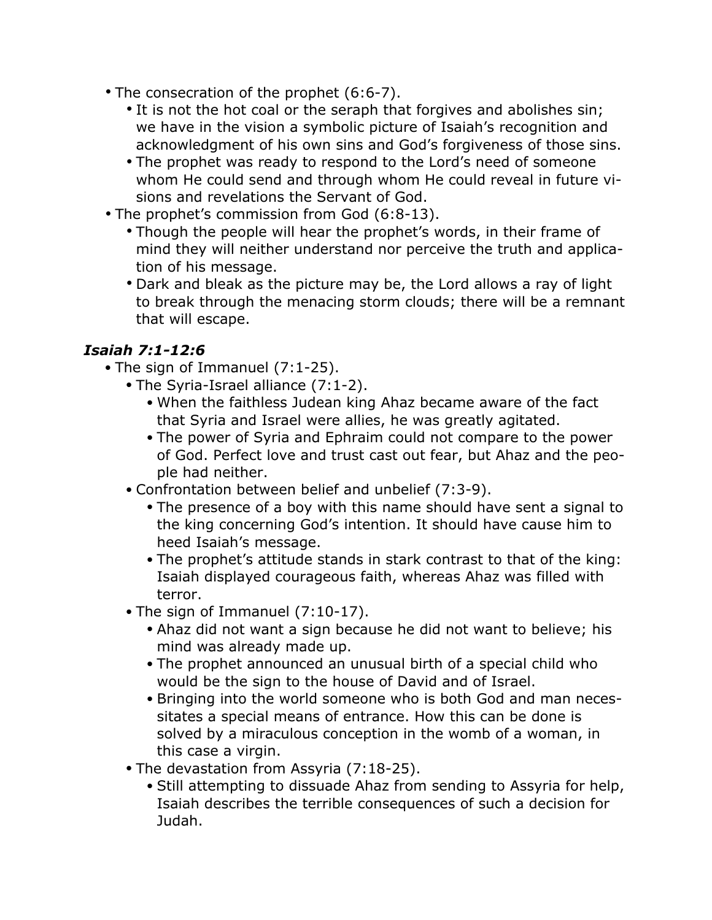- The consecration of the prophet (6:6-7).
    - It is not the hot coal or the seraph that forgives and abolishes sin; we have in the vision a symbolic picture of Isaiah's recognition and acknowledgment of his own sins and God's forgiveness of those sins.
    - The prophet was ready to respond to the Lord's need of someone whom He could send and through whom He could reveal in future visions and revelations the Servant of God.
- The prophet's commission from God (6:8-13).
    - Though the people will hear the prophet's words, in their frame of mind they will neither understand nor perceive the truth and application of his message.
    - Dark and bleak as the picture may be, the Lord allows a ray of light to break through the menacing storm clouds; there will be a remnant that will escape.

### *Isaiah 7:1-12:6*

- The sign of Immanuel (7:1-25).
    - The Syria-Israel alliance (7:1-2).
        - When the faithless Judean king Ahaz became aware of the fact that Syria and Israel were allies, he was greatly agitated.
        - The power of Syria and Ephraim could not compare to the power of God. Perfect love and trust cast out fear, but Ahaz and the people had neither.
    - Confrontation between belief and unbelief (7:3-9).
        - The presence of a boy with this name should have sent a signal to the king concerning God's intention. It should have cause him to heed Isaiah's message.
        - The prophet's attitude stands in stark contrast to that of the king: Isaiah displayed courageous faith, whereas Ahaz was filled with terror.
    - The sign of Immanuel (7:10-17).
        - Ahaz did not want a sign because he did not want to believe; his mind was already made up.
        - The prophet announced an unusual birth of a special child who would be the sign to the house of David and of Israel.
        - Bringing into the world someone who is both God and man necessitates a special means of entrance. How this can be done is solved by a miraculous conception in the womb of a woman, in this case a virgin.
    - The devastation from Assyria (7:18-25).
        - Still attempting to dissuade Ahaz from sending to Assyria for help, Isaiah describes the terrible consequences of such a decision for Judah.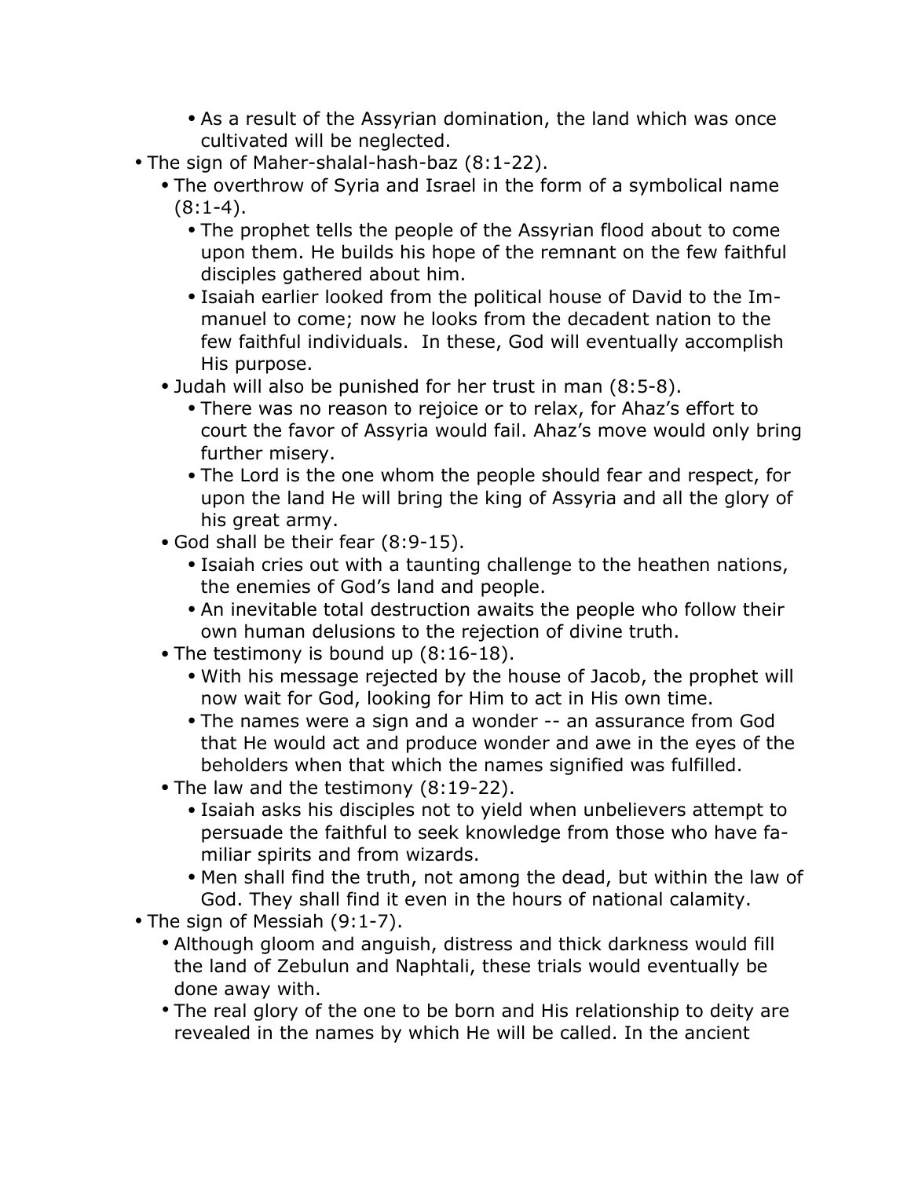- As a result of the Assyrian domination, the land which was once cultivated will be neglected.
- The sign of Maher-shalal-hash-baz (8:1-22).
    - The overthrow of Syria and Israel in the form of a symbolical name (8:1-4).
        - The prophet tells the people of the Assyrian flood about to come upon them. He builds his hope of the remnant on the few faithful disciples gathered about him.
        - Isaiah earlier looked from the political house of David to the Immanuel to come; now he looks from the decadent nation to the few faithful individuals. In these, God will eventually accomplish His purpose.
    - Judah will also be punished for her trust in man (8:5-8).
        - There was no reason to rejoice or to relax, for Ahaz's effort to court the favor of Assyria would fail. Ahaz's move would only bring further misery.
        - The Lord is the one whom the people should fear and respect, for upon the land He will bring the king of Assyria and all the glory of his great army.
    - God shall be their fear (8:9-15).
        - Isaiah cries out with a taunting challenge to the heathen nations, the enemies of God's land and people.
        - An inevitable total destruction awaits the people who follow their own human delusions to the rejection of divine truth.
    - The testimony is bound up (8:16-18).
        - With his message rejected by the house of Jacob, the prophet will now wait for God, looking for Him to act in His own time.
        - The names were a sign and a wonder -- an assurance from God that He would act and produce wonder and awe in the eyes of the beholders when that which the names signified was fulfilled.
    - The law and the testimony (8:19-22).
        - Isaiah asks his disciples not to yield when unbelievers attempt to persuade the faithful to seek knowledge from those who have familiar spirits and from wizards.
        - Men shall find the truth, not among the dead, but within the law of God. They shall find it even in the hours of national calamity.
- The sign of Messiah (9:1-7).
    - Although gloom and anguish, distress and thick darkness would fill the land of Zebulun and Naphtali, these trials would eventually be done away with.
    - The real glory of the one to be born and His relationship to deity are revealed in the names by which He will be called. In the ancient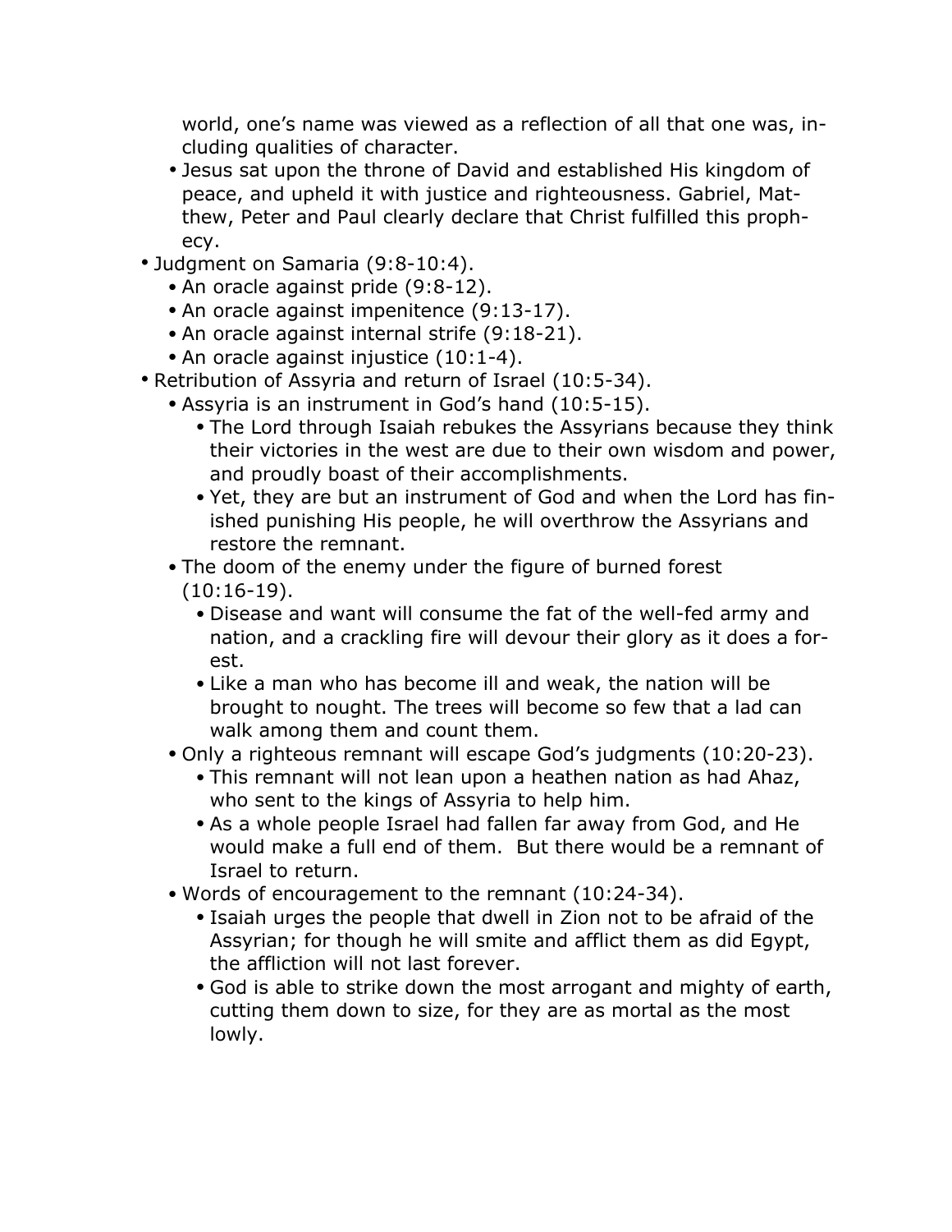world, one's name was viewed as a reflection of all that one was, including qualities of character.
    - Jesus sat upon the throne of David and established His kingdom of peace, and upheld it with justice and righteousness. Gabriel, Matthew, Peter and Paul clearly declare that Christ fulfilled this prophecy.
- Judgment on Samaria (9:8-10:4).
  - An oracle against pride (9:8-12).
  - An oracle against impenitence (9:13-17).
  - An oracle against internal strife (9:18-21).
  - An oracle against injustice (10:1-4).
- Retribution of Assyria and return of Israel (10:5-34).
  - Assyria is an instrument in God's hand (10:5-15).
    - The Lord through Isaiah rebukes the Assyrians because they think their victories in the west are due to their own wisdom and power, and proudly boast of their accomplishments.
    - Yet, they are but an instrument of God and when the Lord has finished punishing His people, he will overthrow the Assyrians and restore the remnant.
  - The doom of the enemy under the figure of burned forest (10:16-19).
    - Disease and want will consume the fat of the well-fed army and nation, and a crackling fire will devour their glory as it does a forest.
    - Like a man who has become ill and weak, the nation will be brought to nought. The trees will become so few that a lad can walk among them and count them.
  - Only a righteous remnant will escape God's judgments (10:20-23).
    - This remnant will not lean upon a heathen nation as had Ahaz, who sent to the kings of Assyria to help him.
    - As a whole people Israel had fallen far away from God, and He would make a full end of them. But there would be a remnant of Israel to return.
  - Words of encouragement to the remnant (10:24-34).
    - Isaiah urges the people that dwell in Zion not to be afraid of the Assyrian; for though he will smite and afflict them as did Egypt, the affliction will not last forever.
    - God is able to strike down the most arrogant and mighty of earth, cutting them down to size, for they are as mortal as the most lowly.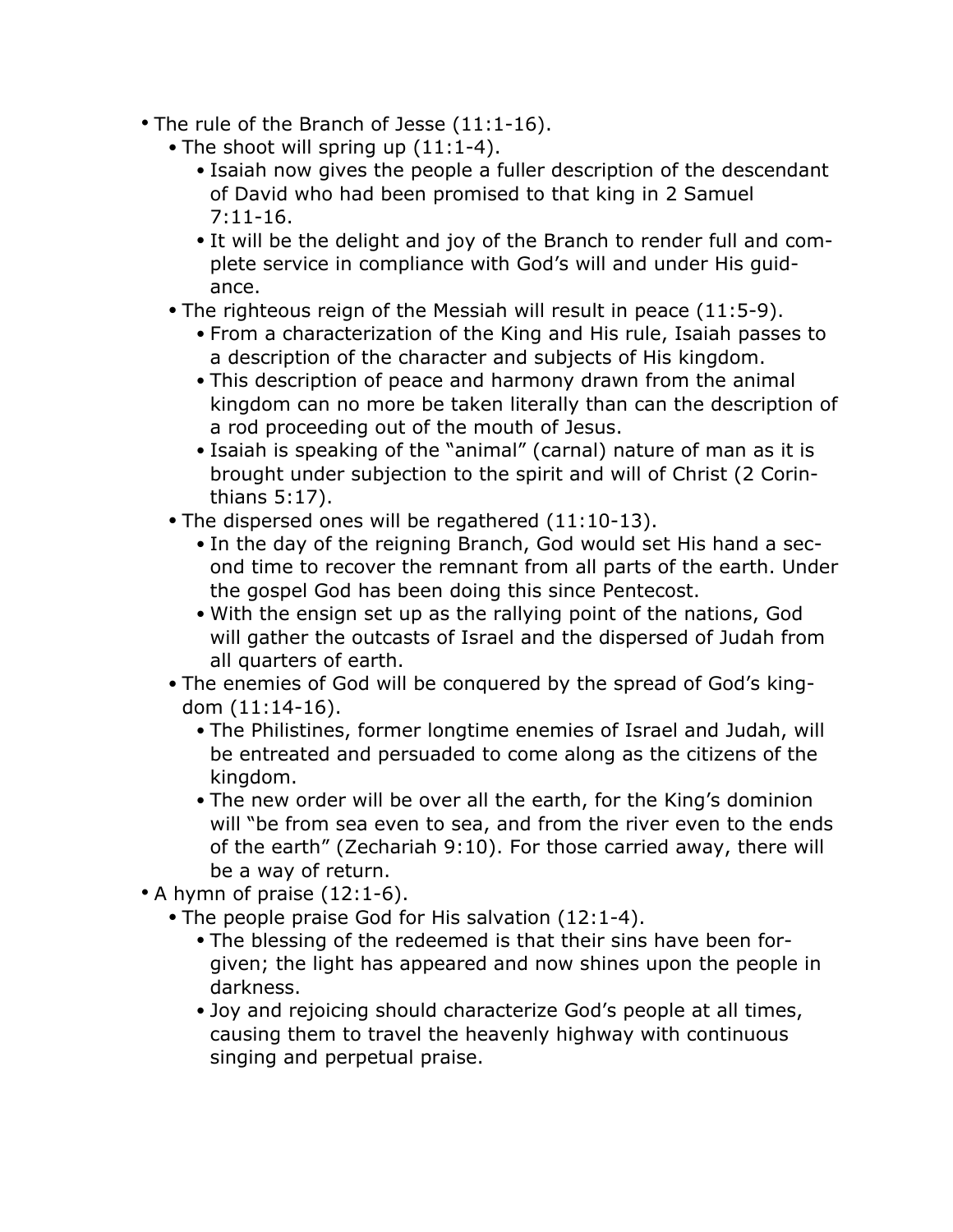- The rule of the Branch of Jesse (11:1-16).
  - The shoot will spring up (11:1-4).
    - Isaiah now gives the people a fuller description of the descendant of David who had been promised to that king in 2 Samuel 7:11-16.
    - It will be the delight and joy of the Branch to render full and complete service in compliance with God's will and under His guidance.
  - The righteous reign of the Messiah will result in peace (11:5-9).
    - From a characterization of the King and His rule, Isaiah passes to a description of the character and subjects of His kingdom.
    - This description of peace and harmony drawn from the animal kingdom can no more be taken literally than can the description of a rod proceeding out of the mouth of Jesus.
    - Isaiah is speaking of the "animal" (carnal) nature of man as it is brought under subjection to the spirit and will of Christ (2 Corinthians 5:17).
  - The dispersed ones will be regathered (11:10-13).
    - In the day of the reigning Branch, God would set His hand a second time to recover the remnant from all parts of the earth. Under the gospel God has been doing this since Pentecost.
    - With the ensign set up as the rallying point of the nations, God will gather the outcasts of Israel and the dispersed of Judah from all quarters of earth.
  - The enemies of God will be conquered by the spread of God's kingdom (11:14-16).
    - The Philistines, former longtime enemies of Israel and Judah, will be entreated and persuaded to come along as the citizens of the kingdom.
    - The new order will be over all the earth, for the King's dominion will "be from sea even to sea, and from the river even to the ends of the earth" (Zechariah 9:10). For those carried away, there will be a way of return.
- A hymn of praise (12:1-6).
  - The people praise God for His salvation (12:1-4).
    - The blessing of the redeemed is that their sins have been forgiven; the light has appeared and now shines upon the people in darkness.
    - Joy and rejoicing should characterize God's people at all times, causing them to travel the heavenly highway with continuous singing and perpetual praise.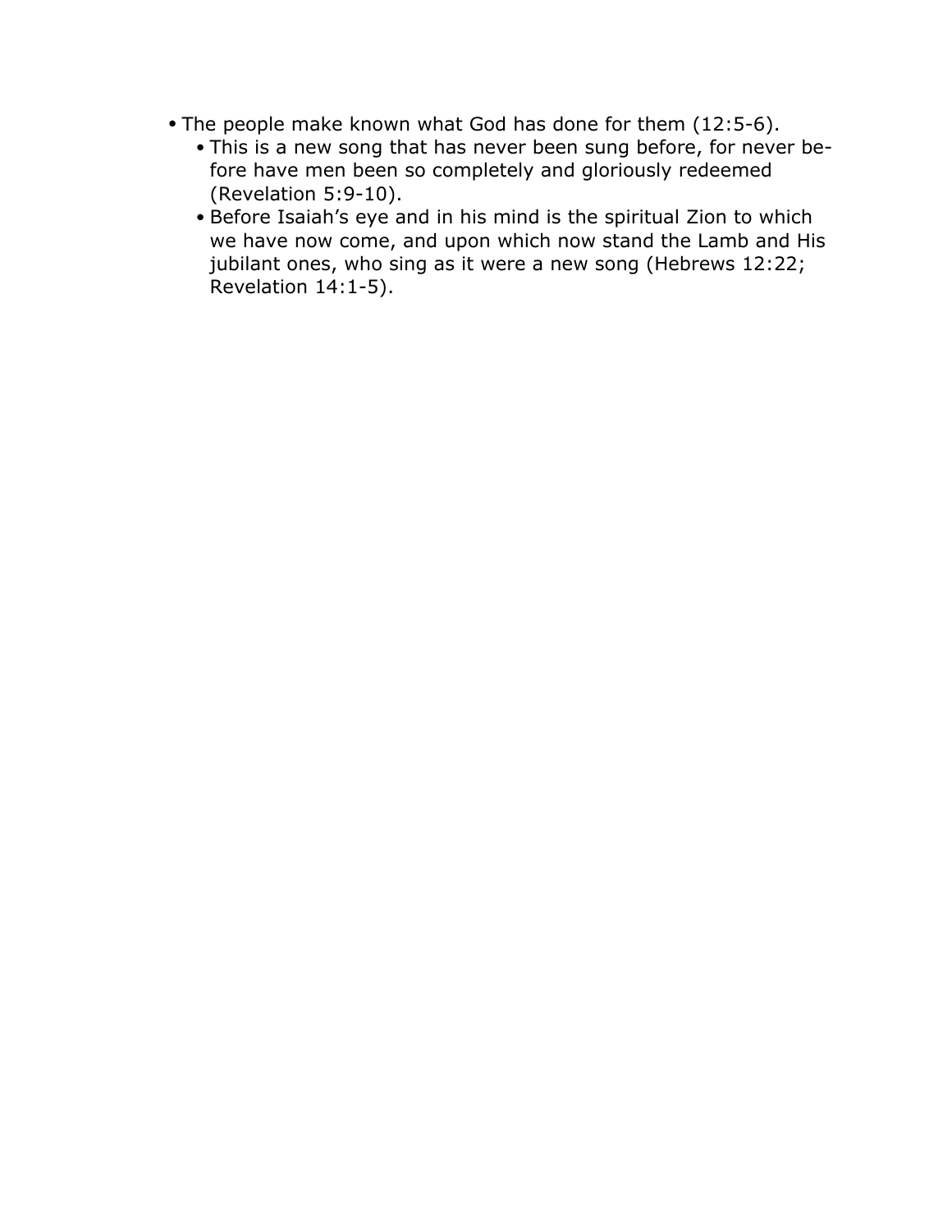- The people make known what God has done for them (12:5-6).
  - This is a new song that has never been sung before, for never before have men been so completely and gloriously redeemed (Revelation 5:9-10).
  - Before Isaiah's eye and in his mind is the spiritual Zion to which we have now come, and upon which now stand the Lamb and His jubilant ones, who sing as it were a new song (Hebrews 12:22; Revelation 14:1-5).